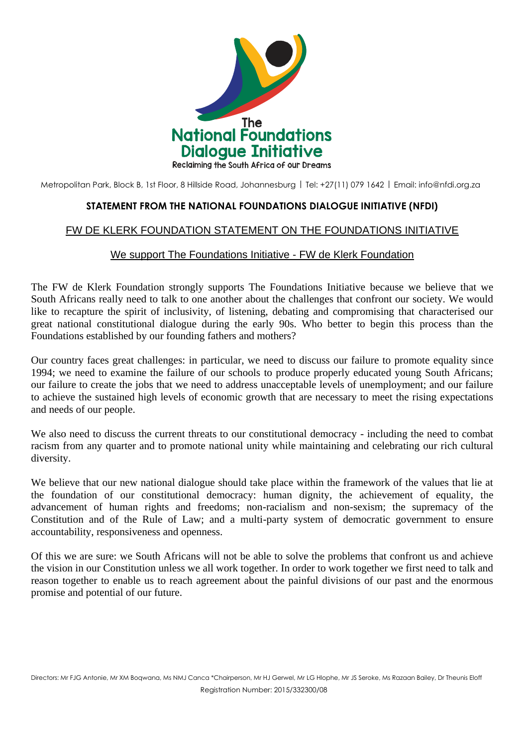**The National Foundations Dialogue Initiative**
Reclaiming the South Africa of our Dreams

Metropolitan Park, Block B, 1st Floor, 8 Hillside Road, Johannesburg | Tel: +27(11) 079 1642 | Email: info@nfdi.org.za

## STATEMENT FROM THE NATIONAL FOUNDATIONS DIALOGUE INITIATIVE (NFDI)

### FW DE KLERK FOUNDATION STATEMENT ON THE FOUNDATIONS INITIATIVE

### We support The Foundations Initiative - FW de Klerk Foundation

The FW de Klerk Foundation strongly supports The Foundations Initiative because we believe that we South Africans really need to talk to one another about the challenges that confront our society. We would like to recapture the spirit of inclusivity, of listening, debating and compromising that characterised our great national constitutional dialogue during the early 90s. Who better to begin this process than the Foundations established by our founding fathers and mothers?

Our country faces great challenges: in particular, we need to discuss our failure to promote equality since 1994; we need to examine the failure of our schools to produce properly educated young South Africans; our failure to create the jobs that we need to address unacceptable levels of unemployment; and our failure to achieve the sustained high levels of economic growth that are necessary to meet the rising expectations and needs of our people.

We also need to discuss the current threats to our constitutional democracy - including the need to combat racism from any quarter and to promote national unity while maintaining and celebrating our rich cultural diversity.

We believe that our new national dialogue should take place within the framework of the values that lie at the foundation of our constitutional democracy: human dignity, the achievement of equality, the advancement of human rights and freedoms; non-racialism and non-sexism; the supremacy of the Constitution and of the Rule of Law; and a multi-party system of democratic government to ensure accountability, responsiveness and openness.

Of this we are sure: we South Africans will not be able to solve the problems that confront us and achieve the vision in our Constitution unless we all work together. In order to work together we first need to talk and reason together to enable us to reach agreement about the painful divisions of our past and the enormous promise and potential of our future.

Directors: Mr FJG Antonie, Mr XM Boqwana, Ms NMJ Canca *Chairperson, Mr HJ Gerwel, Mr LG Hlophe, Mr JS Seroke, Ms Razaan Bailey, Dr Theunis Eloff
Registration Number: 2015/332300/08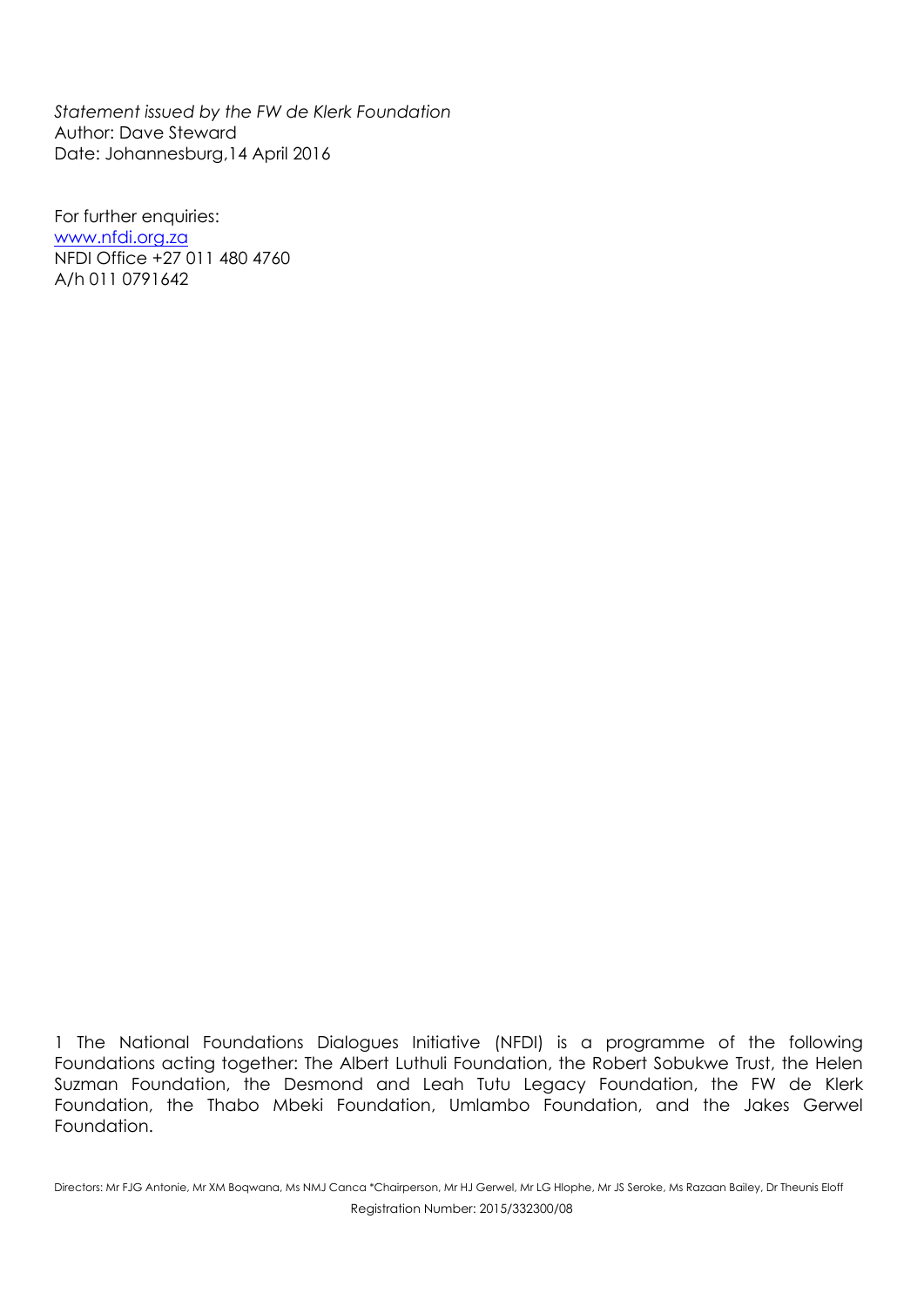*Statement issued by the FW de Klerk Foundation*
Author: Dave Steward
Date: Johannesburg,14 April 2016

For further enquiries:
[www.nfdi.org.za](http://www.nfdi.org.za)
NFDI Office +27 011 480 4760
A/h 011 0791642

1 The National Foundations Dialogues Initiative (NFDI) is a programme of the following Foundations acting together: The Albert Luthuli Foundation, the Robert Sobukwe Trust, the Helen Suzman Foundation, the Desmond and Leah Tutu Legacy Foundation, the FW de Klerk Foundation, the Thabo Mbeki Foundation, Umlambo Foundation, and the Jakes Gerwel Foundation.

Directors: Mr FJG Antonie, Mr XM Boqwana, Ms NMJ Canca *Chairperson, Mr HJ Gerwel, Mr LG Hlophe, Mr JS Seroke, Ms Razaan Bailey, Dr Theunis Eloff

Registration Number: 2015/332300/08